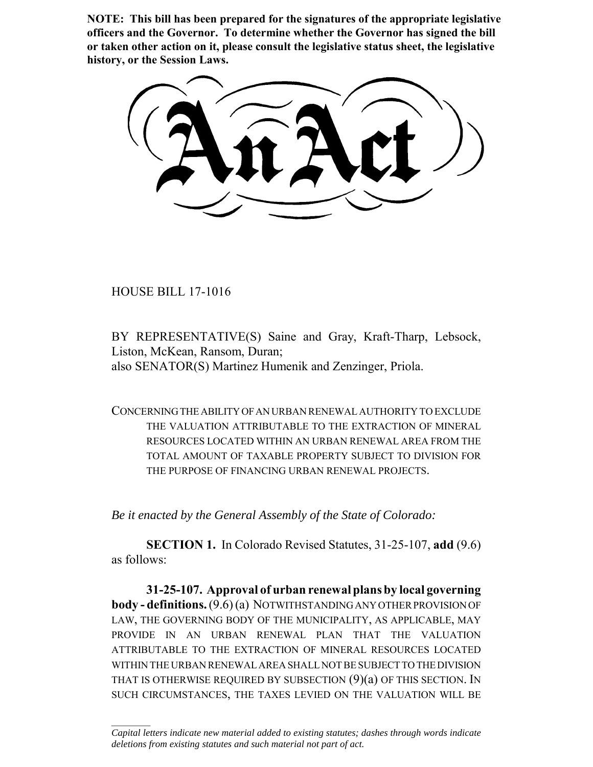**NOTE: This bill has been prepared for the signatures of the appropriate legislative officers and the Governor. To determine whether the Governor has signed the bill or taken other action on it, please consult the legislative status sheet, the legislative history, or the Session Laws.**

# An Act

HOUSE BILL 17-1016

BY REPRESENTATIVE(S) Saine and Gray, Kraft-Tharp, Lebsock, Liston, McKean, Ransom, Duran;
also SENATOR(S) Martinez Humenik and Zenzinger, Priola.

CONCERNING THE ABILITY OF AN URBAN RENEWAL AUTHORITY TO EXCLUDE THE VALUATION ATTRIBUTABLE TO THE EXTRACTION OF MINERAL RESOURCES LOCATED WITHIN AN URBAN RENEWAL AREA FROM THE TOTAL AMOUNT OF TAXABLE PROPERTY SUBJECT TO DIVISION FOR THE PURPOSE OF FINANCING URBAN RENEWAL PROJECTS.

*Be it enacted by the General Assembly of the State of Colorado:*

**SECTION 1.** In Colorado Revised Statutes, 31-25-107, **add** (9.6) as follows:

**31-25-107. Approval of urban renewal plans by local governing body - definitions.** (9.6) (a) NOTWITHSTANDING ANY OTHER PROVISION OF LAW, THE GOVERNING BODY OF THE MUNICIPALITY, AS APPLICABLE, MAY PROVIDE IN AN URBAN RENEWAL PLAN THAT THE VALUATION ATTRIBUTABLE TO THE EXTRACTION OF MINERAL RESOURCES LOCATED WITHIN THE URBAN RENEWAL AREA SHALL NOT BE SUBJECT TO THE DIVISION THAT IS OTHERWISE REQUIRED BY SUBSECTION (9)(a) OF THIS SECTION. IN SUCH CIRCUMSTANCES, THE TAXES LEVIED ON THE VALUATION WILL BE

---

*Capital letters indicate new material added to existing statutes; dashes through words indicate deletions from existing statutes and such material not part of act.*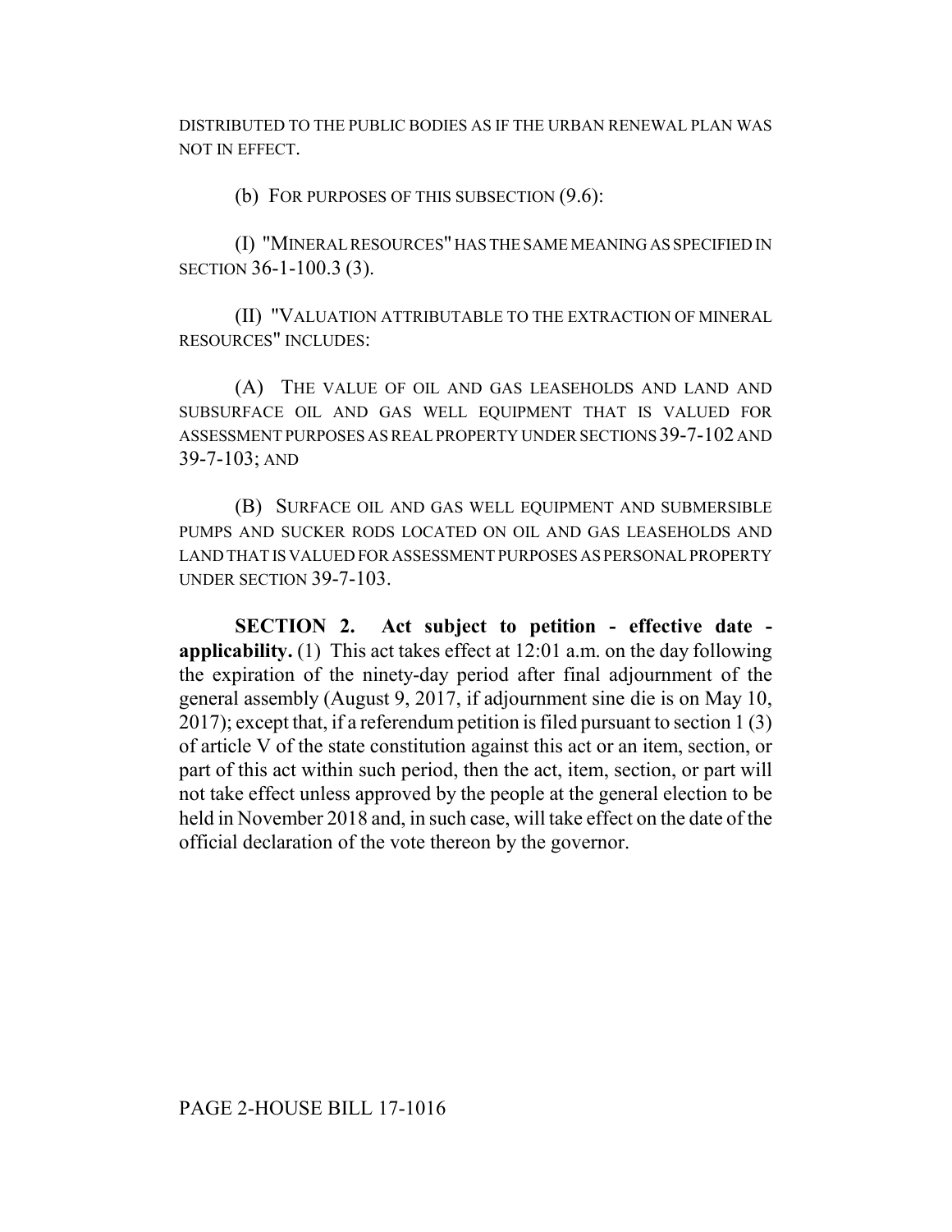DISTRIBUTED TO THE PUBLIC BODIES AS IF THE URBAN RENEWAL PLAN WAS NOT IN EFFECT.

(b) FOR PURPOSES OF THIS SUBSECTION (9.6):

(I) "MINERAL RESOURCES" HAS THE SAME MEANING AS SPECIFIED IN SECTION 36-1-100.3 (3).

(II) "VALUATION ATTRIBUTABLE TO THE EXTRACTION OF MINERAL RESOURCES" INCLUDES:

(A) THE VALUE OF OIL AND GAS LEASEHOLDS AND LAND AND SUBSURFACE OIL AND GAS WELL EQUIPMENT THAT IS VALUED FOR ASSESSMENT PURPOSES AS REAL PROPERTY UNDER SECTIONS 39-7-102 AND 39-7-103; AND

(B) SURFACE OIL AND GAS WELL EQUIPMENT AND SUBMERSIBLE PUMPS AND SUCKER RODS LOCATED ON OIL AND GAS LEASEHOLDS AND LAND THAT IS VALUED FOR ASSESSMENT PURPOSES AS PERSONAL PROPERTY UNDER SECTION 39-7-103.

**SECTION 2. Act subject to petition - effective date - applicability.** (1) This act takes effect at 12:01 a.m. on the day following the expiration of the ninety-day period after final adjournment of the general assembly (August 9, 2017, if adjournment sine die is on May 10, 2017); except that, if a referendum petition is filed pursuant to section 1 (3) of article V of the state constitution against this act or an item, section, or part of this act within such period, then the act, item, section, or part will not take effect unless approved by the people at the general election to be held in November 2018 and, in such case, will take effect on the date of the official declaration of the vote thereon by the governor.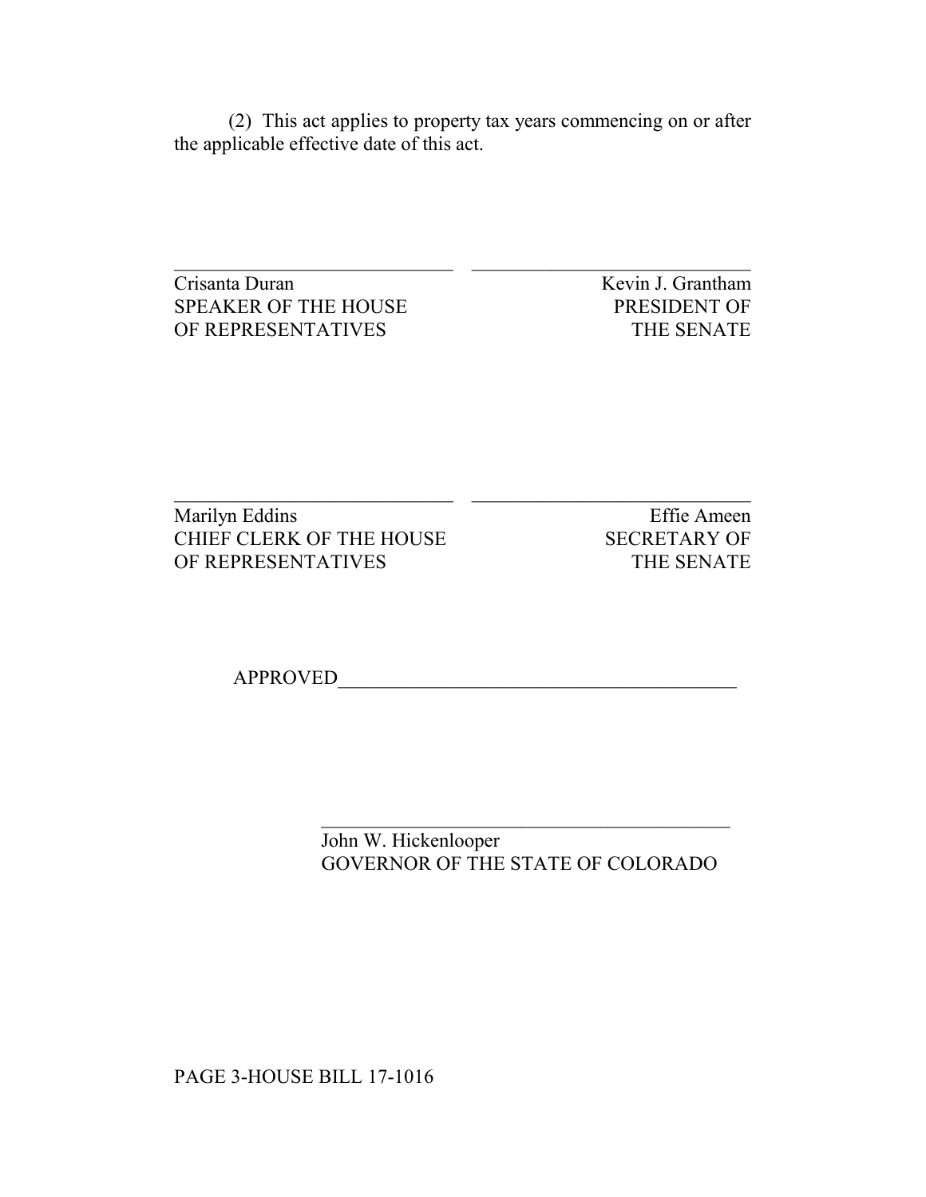(2) This act applies to property tax years commencing on or after the applicable effective date of this act.

\_\_\_\_\_\_\_\_\_\_\_\_\_\_\_\_\_\_\_\_\_\_\_\_\_\_\_\_ \_\_\_\_\_\_\_\_\_\_\_\_\_\_\_\_\_\_\_\_\_\_\_\_\_\_\_\_

Crisanta Duran
SPEAKER OF THE HOUSE
OF REPRESENTATIVES

Kevin J. Grantham
PRESIDENT OF
THE SENATE

\_\_\_\_\_\_\_\_\_\_\_\_\_\_\_\_\_\_\_\_\_\_\_\_\_\_\_\_ \_\_\_\_\_\_\_\_\_\_\_\_\_\_\_\_\_\_\_\_\_\_\_\_\_\_\_\_

Marilyn Eddins
CHIEF CLERK OF THE HOUSE
OF REPRESENTATIVES

Effie Ameen
SECRETARY OF
THE SENATE

APPROVED\_\_\_\_\_\_\_\_\_\_\_\_\_\_\_\_\_\_\_\_\_\_\_\_\_\_\_\_\_\_\_\_\_\_\_\_\_\_\_\_

\_\_\_\_\_\_\_\_\_\_\_\_\_\_\_\_\_\_\_\_\_\_\_\_\_\_\_\_\_\_\_\_\_\_\_\_\_\_\_\_

John W. Hickenlooper
GOVERNOR OF THE STATE OF COLORADO

PAGE 3-HOUSE BILL 17-1016